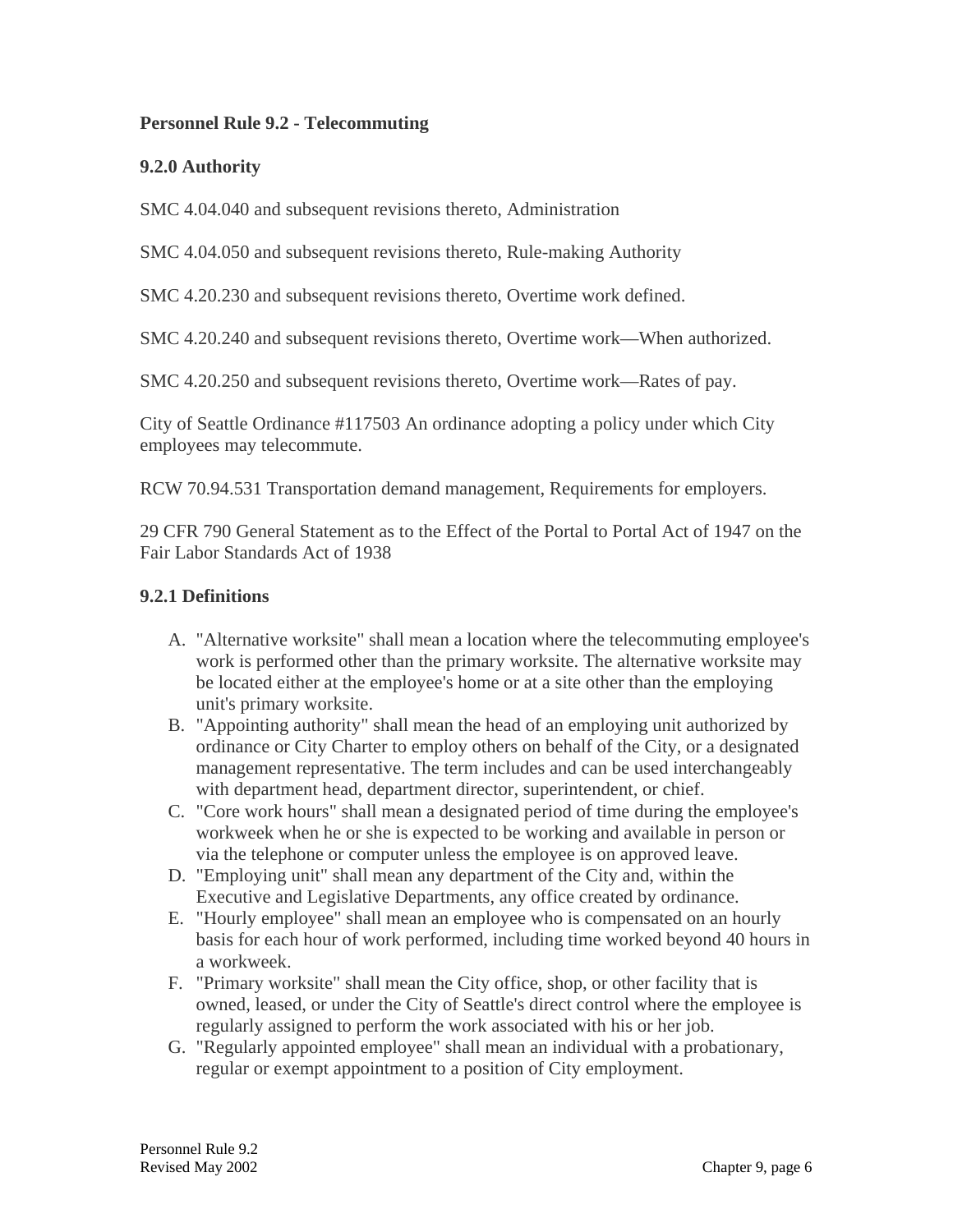**Personnel Rule 9.2 - Telecommuting**

**9.2.0 Authority**

SMC 4.04.040 and subsequent revisions thereto, Administration

SMC 4.04.050 and subsequent revisions thereto, Rule-making Authority

SMC 4.20.230 and subsequent revisions thereto, Overtime work defined.

SMC 4.20.240 and subsequent revisions thereto, Overtime work—When authorized.

SMC 4.20.250 and subsequent revisions thereto, Overtime work—Rates of pay.

City of Seattle Ordinance #117503 An ordinance adopting a policy under which City employees may telecommute.

RCW 70.94.531 Transportation demand management, Requirements for employers.

29 CFR 790 General Statement as to the Effect of the Portal to Portal Act of 1947 on the Fair Labor Standards Act of 1938

**9.2.1 Definitions**

A. "Alternative worksite" shall mean a location where the telecommuting employee's work is performed other than the primary worksite. The alternative worksite may be located either at the employee's home or at a site other than the employing unit's primary worksite.
B. "Appointing authority" shall mean the head of an employing unit authorized by ordinance or City Charter to employ others on behalf of the City, or a designated management representative. The term includes and can be used interchangeably with department head, department director, superintendent, or chief.
C. "Core work hours" shall mean a designated period of time during the employee's workweek when he or she is expected to be working and available in person or via the telephone or computer unless the employee is on approved leave.
D. "Employing unit" shall mean any department of the City and, within the Executive and Legislative Departments, any office created by ordinance.
E. "Hourly employee" shall mean an employee who is compensated on an hourly basis for each hour of work performed, including time worked beyond 40 hours in a workweek.
F. "Primary worksite" shall mean the City office, shop, or other facility that is owned, leased, or under the City of Seattle's direct control where the employee is regularly assigned to perform the work associated with his or her job.
G. "Regularly appointed employee" shall mean an individual with a probationary, regular or exempt appointment to a position of City employment.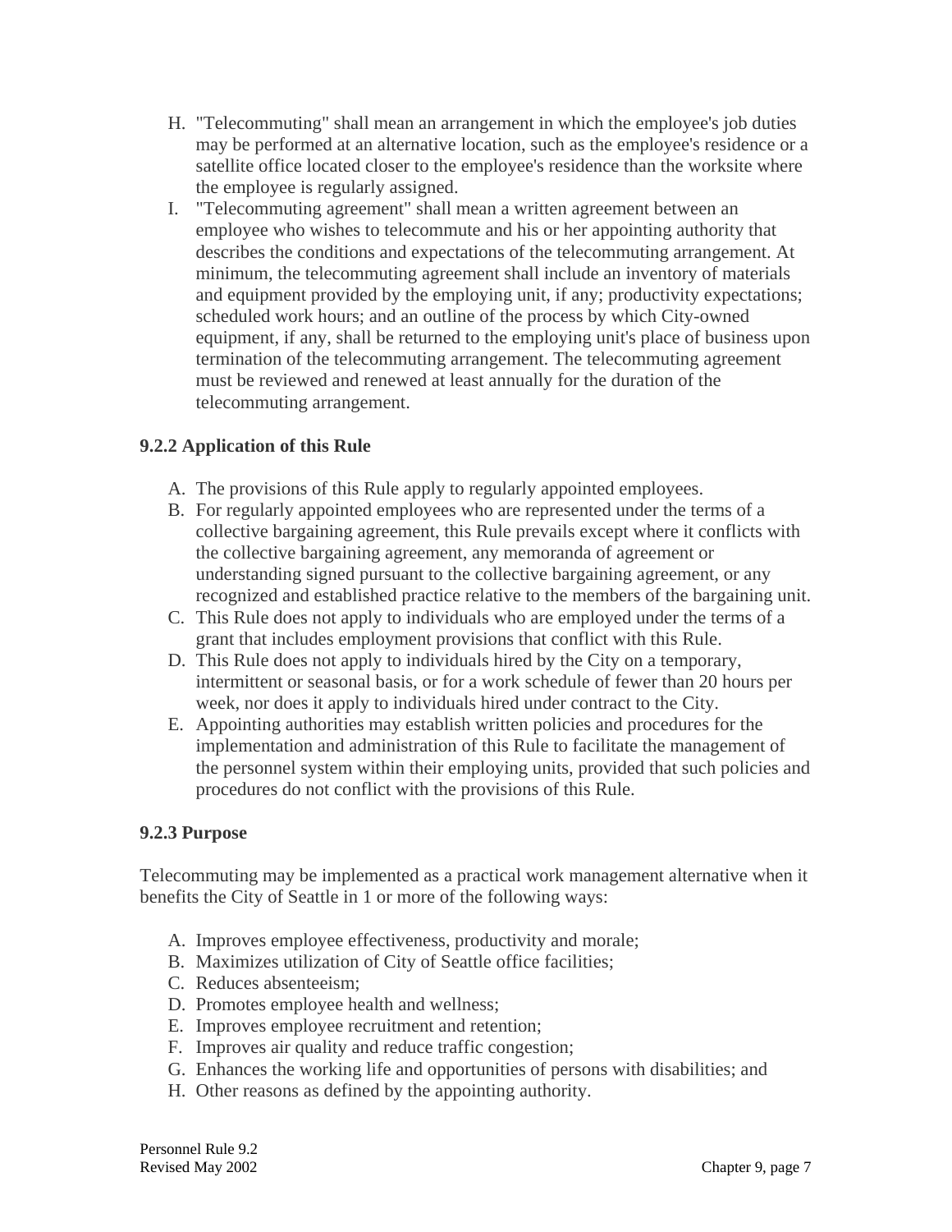H. "Telecommuting" shall mean an arrangement in which the employee's job duties may be performed at an alternative location, such as the employee's residence or a satellite office located closer to the employee's residence than the worksite where the employee is regularly assigned.
I. "Telecommuting agreement" shall mean a written agreement between an employee who wishes to telecommute and his or her appointing authority that describes the conditions and expectations of the telecommuting arrangement. At minimum, the telecommuting agreement shall include an inventory of materials and equipment provided by the employing unit, if any; productivity expectations; scheduled work hours; and an outline of the process by which City-owned equipment, if any, shall be returned to the employing unit's place of business upon termination of the telecommuting arrangement. The telecommuting agreement must be reviewed and renewed at least annually for the duration of the telecommuting arrangement.

### 9.2.2 Application of this Rule

A. The provisions of this Rule apply to regularly appointed employees.
B. For regularly appointed employees who are represented under the terms of a collective bargaining agreement, this Rule prevails except where it conflicts with the collective bargaining agreement, any memoranda of agreement or understanding signed pursuant to the collective bargaining agreement, or any recognized and established practice relative to the members of the bargaining unit.
C. This Rule does not apply to individuals who are employed under the terms of a grant that includes employment provisions that conflict with this Rule.
D. This Rule does not apply to individuals hired by the City on a temporary, intermittent or seasonal basis, or for a work schedule of fewer than 20 hours per week, nor does it apply to individuals hired under contract to the City.
E. Appointing authorities may establish written policies and procedures for the implementation and administration of this Rule to facilitate the management of the personnel system within their employing units, provided that such policies and procedures do not conflict with the provisions of this Rule.

### 9.2.3 Purpose

Telecommuting may be implemented as a practical work management alternative when it benefits the City of Seattle in 1 or more of the following ways:

A. Improves employee effectiveness, productivity and morale;
B. Maximizes utilization of City of Seattle office facilities;
C. Reduces absenteeism;
D. Promotes employee health and wellness;
E. Improves employee recruitment and retention;
F. Improves air quality and reduce traffic congestion;
G. Enhances the working life and opportunities of persons with disabilities; and
H. Other reasons as defined by the appointing authority.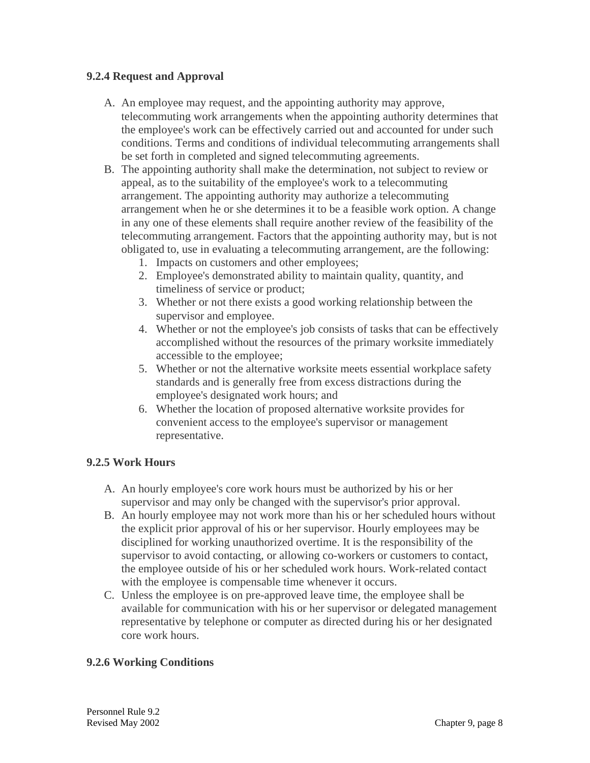### 9.2.4 Request and Approval

A. An employee may request, and the appointing authority may approve, telecommuting work arrangements when the appointing authority determines that the employee's work can be effectively carried out and accounted for under such conditions. Terms and conditions of individual telecommuting arrangements shall be set forth in completed and signed telecommuting agreements.
B. The appointing authority shall make the determination, not subject to review or appeal, as to the suitability of the employee's work to a telecommuting arrangement. The appointing authority may authorize a telecommuting arrangement when he or she determines it to be a feasible work option. A change in any one of these elements shall require another review of the feasibility of the telecommuting arrangement. Factors that the appointing authority may, but is not obligated to, use in evaluating a telecommuting arrangement, are the following:
    1. Impacts on customers and other employees;
    2. Employee's demonstrated ability to maintain quality, quantity, and timeliness of service or product;
    3. Whether or not there exists a good working relationship between the supervisor and employee.
    4. Whether or not the employee's job consists of tasks that can be effectively accomplished without the resources of the primary worksite immediately accessible to the employee;
    5. Whether or not the alternative worksite meets essential workplace safety standards and is generally free from excess distractions during the employee's designated work hours; and
    6. Whether the location of proposed alternative worksite provides for convenient access to the employee's supervisor or management representative.

### 9.2.5 Work Hours

A. An hourly employee's core work hours must be authorized by his or her supervisor and may only be changed with the supervisor's prior approval.
B. An hourly employee may not work more than his or her scheduled hours without the explicit prior approval of his or her supervisor. Hourly employees may be disciplined for working unauthorized overtime. It is the responsibility of the supervisor to avoid contacting, or allowing co-workers or customers to contact, the employee outside of his or her scheduled work hours. Work-related contact with the employee is compensable time whenever it occurs.
C. Unless the employee is on pre-approved leave time, the employee shall be available for communication with his or her supervisor or delegated management representative by telephone or computer as directed during his or her designated core work hours.

### 9.2.6 Working Conditions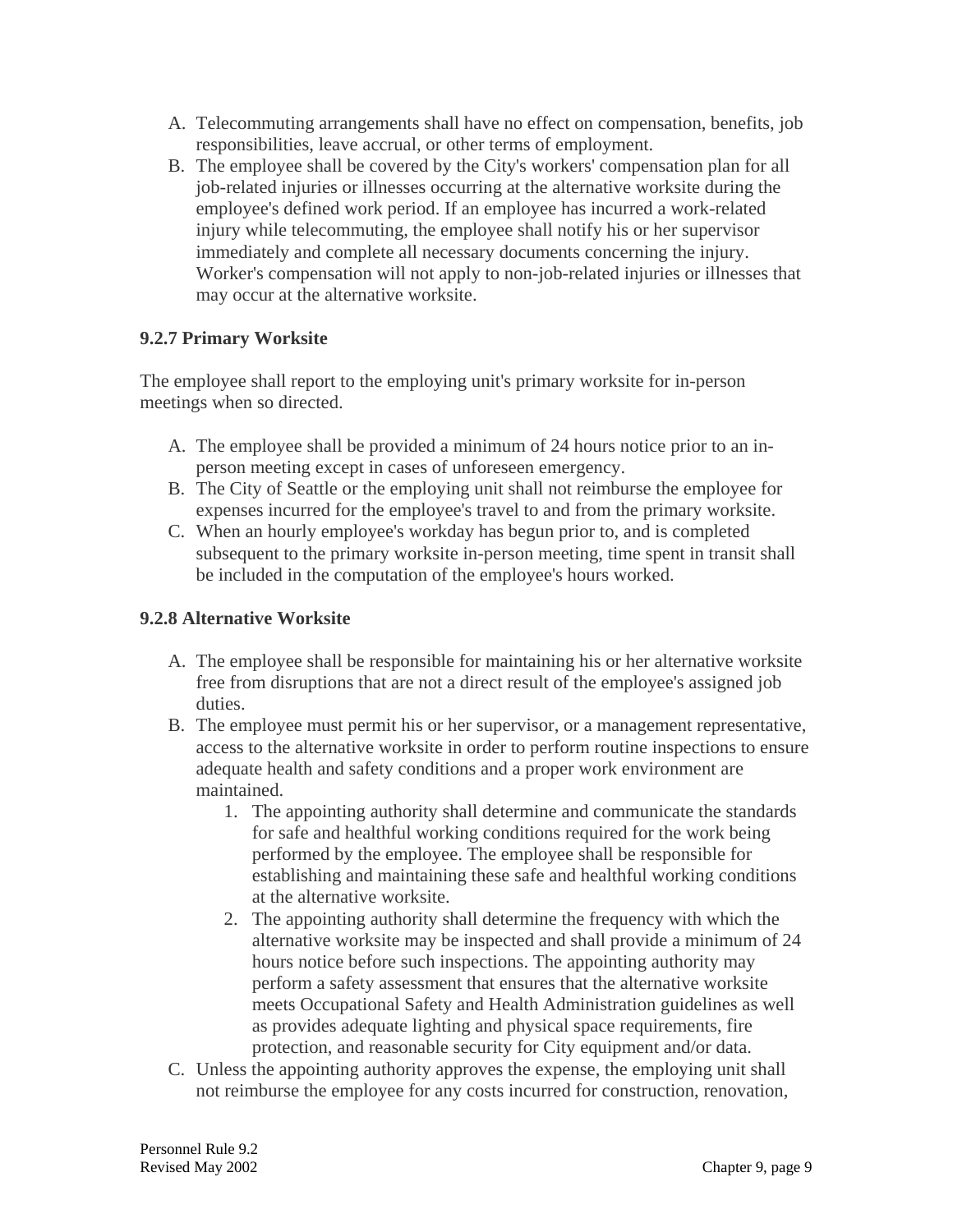A. Telecommuting arrangements shall have no effect on compensation, benefits, job responsibilities, leave accrual, or other terms of employment.
B. The employee shall be covered by the City's workers' compensation plan for all job-related injuries or illnesses occurring at the alternative worksite during the employee's defined work period. If an employee has incurred a work-related injury while telecommuting, the employee shall notify his or her supervisor immediately and complete all necessary documents concerning the injury. Worker's compensation will not apply to non-job-related injuries or illnesses that may occur at the alternative worksite.

### 9.2.7 Primary Worksite

The employee shall report to the employing unit's primary worksite for in-person meetings when so directed.

A. The employee shall be provided a minimum of 24 hours notice prior to an in-person meeting except in cases of unforeseen emergency.
B. The City of Seattle or the employing unit shall not reimburse the employee for expenses incurred for the employee's travel to and from the primary worksite.
C. When an hourly employee's workday has begun prior to, and is completed subsequent to the primary worksite in-person meeting, time spent in transit shall be included in the computation of the employee's hours worked.

### 9.2.8 Alternative Worksite

A. The employee shall be responsible for maintaining his or her alternative worksite free from disruptions that are not a direct result of the employee's assigned job duties.
B. The employee must permit his or her supervisor, or a management representative, access to the alternative worksite in order to perform routine inspections to ensure adequate health and safety conditions and a proper work environment are maintained.
    1. The appointing authority shall determine and communicate the standards for safe and healthful working conditions required for the work being performed by the employee. The employee shall be responsible for establishing and maintaining these safe and healthful working conditions at the alternative worksite.
    2. The appointing authority shall determine the frequency with which the alternative worksite may be inspected and shall provide a minimum of 24 hours notice before such inspections. The appointing authority may perform a safety assessment that ensures that the alternative worksite meets Occupational Safety and Health Administration guidelines as well as provides adequate lighting and physical space requirements, fire protection, and reasonable security for City equipment and/or data.
C. Unless the appointing authority approves the expense, the employing unit shall not reimburse the employee for any costs incurred for construction, renovation,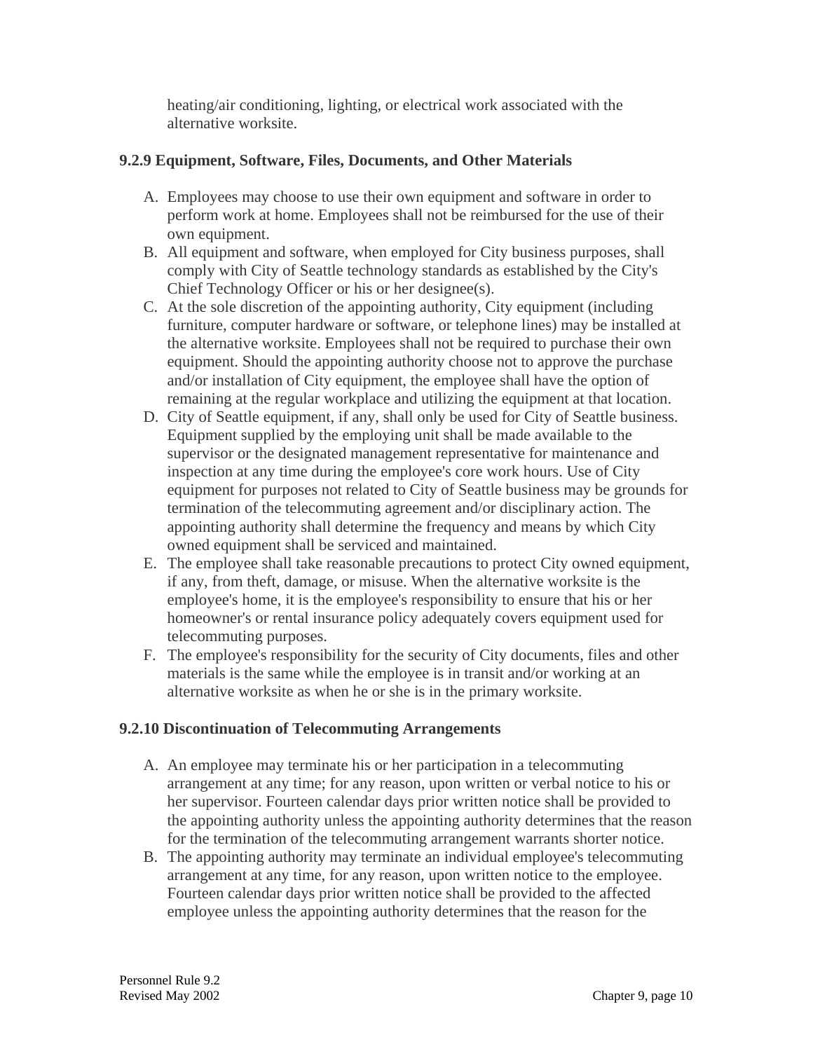heating/air conditioning, lighting, or electrical work associated with the alternative worksite.

### 9.2.9 Equipment, Software, Files, Documents, and Other Materials

A. Employees may choose to use their own equipment and software in order to perform work at home. Employees shall not be reimbursed for the use of their own equipment.
B. All equipment and software, when employed for City business purposes, shall comply with City of Seattle technology standards as established by the City's Chief Technology Officer or his or her designee(s).
C. At the sole discretion of the appointing authority, City equipment (including furniture, computer hardware or software, or telephone lines) may be installed at the alternative worksite. Employees shall not be required to purchase their own equipment. Should the appointing authority choose not to approve the purchase and/or installation of City equipment, the employee shall have the option of remaining at the regular workplace and utilizing the equipment at that location.
D. City of Seattle equipment, if any, shall only be used for City of Seattle business. Equipment supplied by the employing unit shall be made available to the supervisor or the designated management representative for maintenance and inspection at any time during the employee's core work hours. Use of City equipment for purposes not related to City of Seattle business may be grounds for termination of the telecommuting agreement and/or disciplinary action. The appointing authority shall determine the frequency and means by which City owned equipment shall be serviced and maintained.
E. The employee shall take reasonable precautions to protect City owned equipment, if any, from theft, damage, or misuse. When the alternative worksite is the employee's home, it is the employee's responsibility to ensure that his or her homeowner's or rental insurance policy adequately covers equipment used for telecommuting purposes.
F. The employee's responsibility for the security of City documents, files and other materials is the same while the employee is in transit and/or working at an alternative worksite as when he or she is in the primary worksite.

### 9.2.10 Discontinuation of Telecommuting Arrangements

A. An employee may terminate his or her participation in a telecommuting arrangement at any time; for any reason, upon written or verbal notice to his or her supervisor. Fourteen calendar days prior written notice shall be provided to the appointing authority unless the appointing authority determines that the reason for the termination of the telecommuting arrangement warrants shorter notice.
B. The appointing authority may terminate an individual employee's telecommuting arrangement at any time, for any reason, upon written notice to the employee. Fourteen calendar days prior written notice shall be provided to the affected employee unless the appointing authority determines that the reason for the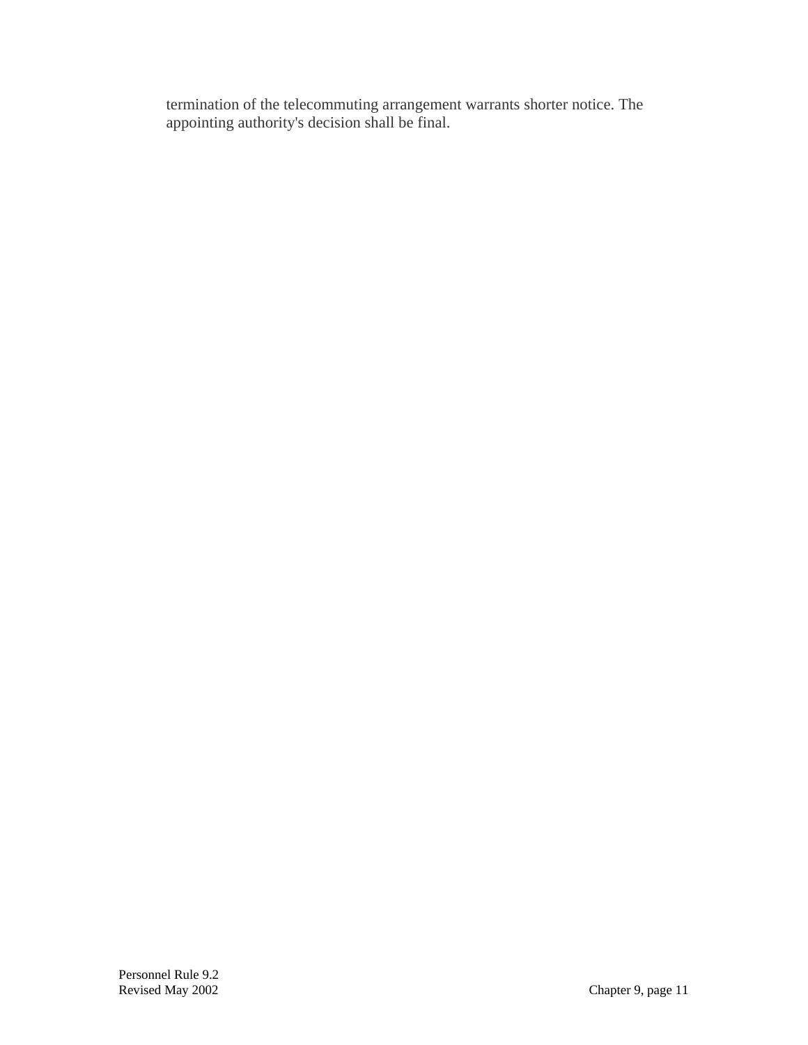termination of the telecommuting arrangement warrants shorter notice. The appointing authority's decision shall be final.